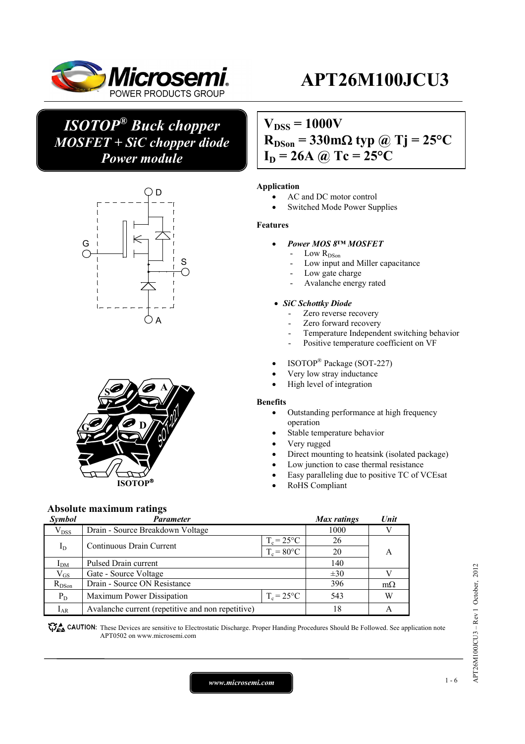# APT26M100JCU3

## *ISOTOP® Buck chopper MOSFET + SiC chopper diode Power module*

$V_{DSS}$ = 1000V
$R_{DSon}$ = 330mΩ typ @ Tj = 25°C
$I_D$ = 26A @ Tc = 25°C

**Application**

- AC and DC motor control
- Switched Mode Power Supplies

**Features**

- ***Power MOS 8™ MOSFET***
  - Low $R_{DSon}$
  - Low input and Miller capacitance
  - Low gate charge
  - Avalanche energy rated
- ***SiC Schottky Diode***
  - Zero reverse recovery
  - Zero forward recovery
  - Temperature Independent switching behavior
  - Positive temperature coefficient on VF
- ISOTOP® Package (SOT-227)
- Very low stray inductance
- High level of integration

**Benefits**

- Outstanding performance at high frequency operation
- Stable temperature behavior
- Very rugged
- Direct mounting to heatsink (isolated package)
- Low junction to case thermal resistance
- Easy paralleling due to positive TC of VCEsat
- RoHS Compliant

ISOTOP®

## Absolute maximum ratings

| *Symbol* | *Parameter* | | *Max ratings* | *Unit* |
|---|---|---|---|---|
| $V_{DSS}$ | Drain - Source Breakdown Voltage | | 1000 | V |
| $I_D$ | Continuous Drain Current | $T_c$ = 25°C | 26 | A |
| | | $T_c$ = 80°C | 20 | |
| $I_{DM}$ | Pulsed Drain current | | 140 | |
| $V_{GS}$ | Gate - Source Voltage | | ±30 | V |
| $R_{DSon}$ | Drain - Source ON Resistance | | 396 | mΩ |
| $P_D$ | Maximum Power Dissipation | $T_c$ = 25°C | 543 | W |
| $I_{AR}$ | Avalanche current (repetitive and non repetitive) | | 18 | A |

CAUTION: These Devices are sensitive to Electrostatic Discharge. Proper Handing Procedures Should Be Followed. See application note APT0502 on www.microsemi.com

www.microsemi.com

APT26M100JCU3 – Rev 1 October, 2012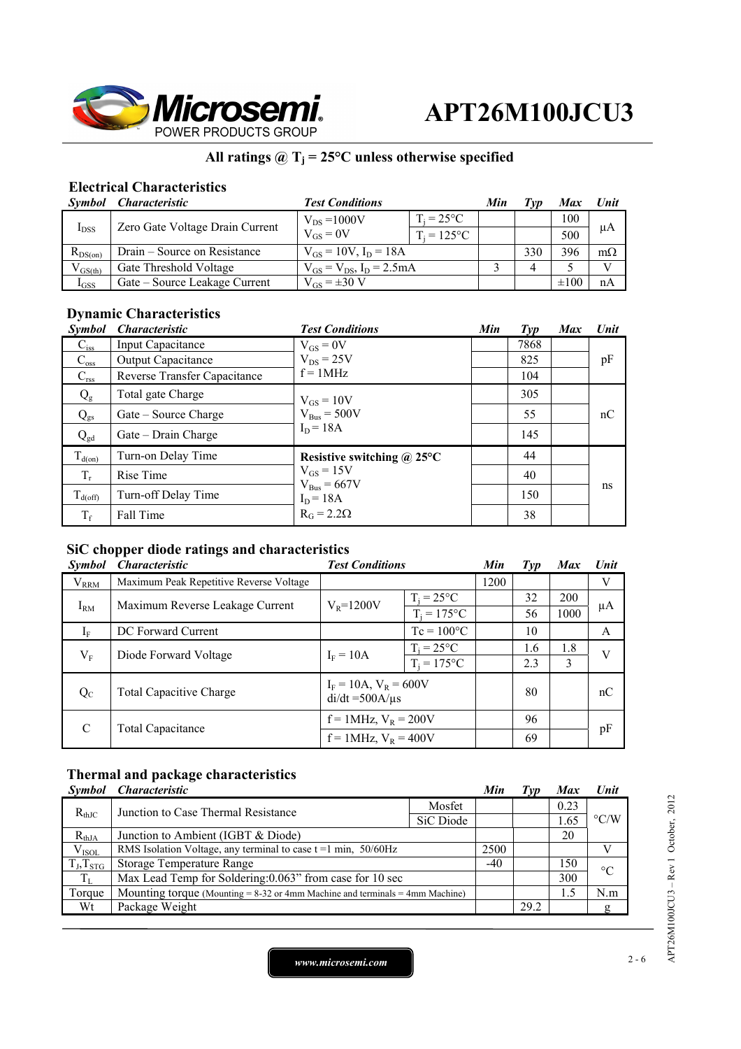# APT26M100JCU3

**All ratings @ $T_j$ = 25°C unless otherwise specified**

### Electrical Characteristics

| *Symbol* | *Characteristic* | *Test Conditions* | | *Min* | *Typ* | *Max* | *Unit* |
|---|---|---|---|---|---|---|---|
| $I_{DSS}$ | Zero Gate Voltage Drain Current | $V_{DS}$ =1000V $V_{GS}$ = 0V | $T_j$ = 25°C | | | 100 | µA |
| | | | $T_j$ = 125°C | | | 500 | |
| $R_{DS(on)}$ | Drain – Source on Resistance | $V_{GS}$ = 10V, $I_D$ = 18A | | | 330 | 396 | mΩ |
| $V_{GS(th)}$ | Gate Threshold Voltage | $V_{GS}$ = $V_{DS}$, $I_D$ = 2.5mA | | 3 | 4 | 5 | V |
| $I_{GSS}$ | Gate – Source Leakage Current | $V_{GS}$ = ±30 V | | | | ±100 | nA |

### Dynamic Characteristics

| *Symbol* | *Characteristic* | *Test Conditions* | *Min* | *Typ* | *Max* | *Unit* |
|---|---|---|---|---|---|---|
| $C_{iss}$ | Input Capacitance | $V_{GS}$ = 0V $V_{DS}$ = 25V f = 1MHz | | 7868 | | pF |
| $C_{oss}$ | Output Capacitance | | | 825 | | |
| $C_{rss}$ | Reverse Transfer Capacitance | | | 104 | | |
| $Q_g$ | Total gate Charge | $V_{GS}$ = 10V $V_{Bus}$ = 500V $I_D$ = 18A | | 305 | | nC |
| $Q_{gs}$ | Gate – Source Charge | | | 55 | | |
| $Q_{gd}$ | Gate – Drain Charge | | | 145 | | |
| $T_{d(on)}$ | Turn-on Delay Time | **Resistive switching @ 25°C** $V_{GS}$ = 15V $V_{Bus}$ = 667V $I_D$ = 18A $R_G$ = 2.2Ω | | 44 | | ns |
| $T_r$ | Rise Time | | | 40 | | |
| $T_{d(off)}$ | Turn-off Delay Time | | | 150 | | |
| $T_f$ | Fall Time | | | 38 | | |

### SiC chopper diode ratings and characteristics

| *Symbol* | *Characteristic* | *Test Conditions* | | *Min* | *Typ* | *Max* | *Unit* |
|---|---|---|---|---|---|---|---|
| $V_{RRM}$ | Maximum Peak Repetitive Reverse Voltage | | | 1200 | | | V |
| $I_{RM}$ | Maximum Reverse Leakage Current | $V_R$=1200V | $T_j$ = 25°C | | 32 | 200 | µA |
| | | | $T_j$ = 175°C | | 56 | 1000 | |
| $I_F$ | DC Forward Current | | Tc = 100°C | | 10 | | A |
| $V_F$ | Diode Forward Voltage | $I_F$ = 10A | $T_j$ = 25°C | | 1.6 | 1.8 | V |
| | | | $T_j$ = 175°C | | 2.3 | 3 | |
| $Q_C$ | Total Capacitive Charge | $I_F$ = 10A, $V_R$ = 600V di/dt =500A/µs | | | 80 | | nC |
| C | Total Capacitance | f = 1MHz, $V_R$ = 200V | | | 96 | | pF |
| | | f = 1MHz, $V_R$ = 400V | | | 69 | | |

### Thermal and package characteristics

| *Symbol* | *Characteristic* | | *Min* | *Typ* | *Max* | *Unit* |
|---|---|---|---|---|---|---|
| $R_{thJC}$ | Junction to Case Thermal Resistance | Mosfet | | | 0.23 | °C/W |
| | | SiC Diode | | | 1.65 | |
| $R_{thJA}$ | Junction to Ambient (IGBT & Diode) | | | | 20 | |
| $V_{ISOL}$ | RMS Isolation Voltage, any terminal to case t =1 min, 50/60Hz | | 2500 | | | V |
| $T_J$,$T_{STG}$ | Storage Temperature Range | | -40 | | 150 | °C |
| $T_L$ | Max Lead Temp for Soldering:0.063" from case for 10 sec | | | | 300 | |
| Torque | Mounting torque (Mounting = 8-32 or 4mm Machine and terminals = 4mm Machine) | | | | 1.5 | N.m |
| Wt | Package Weight | | | 29.2 | | g |

www.microsemi.com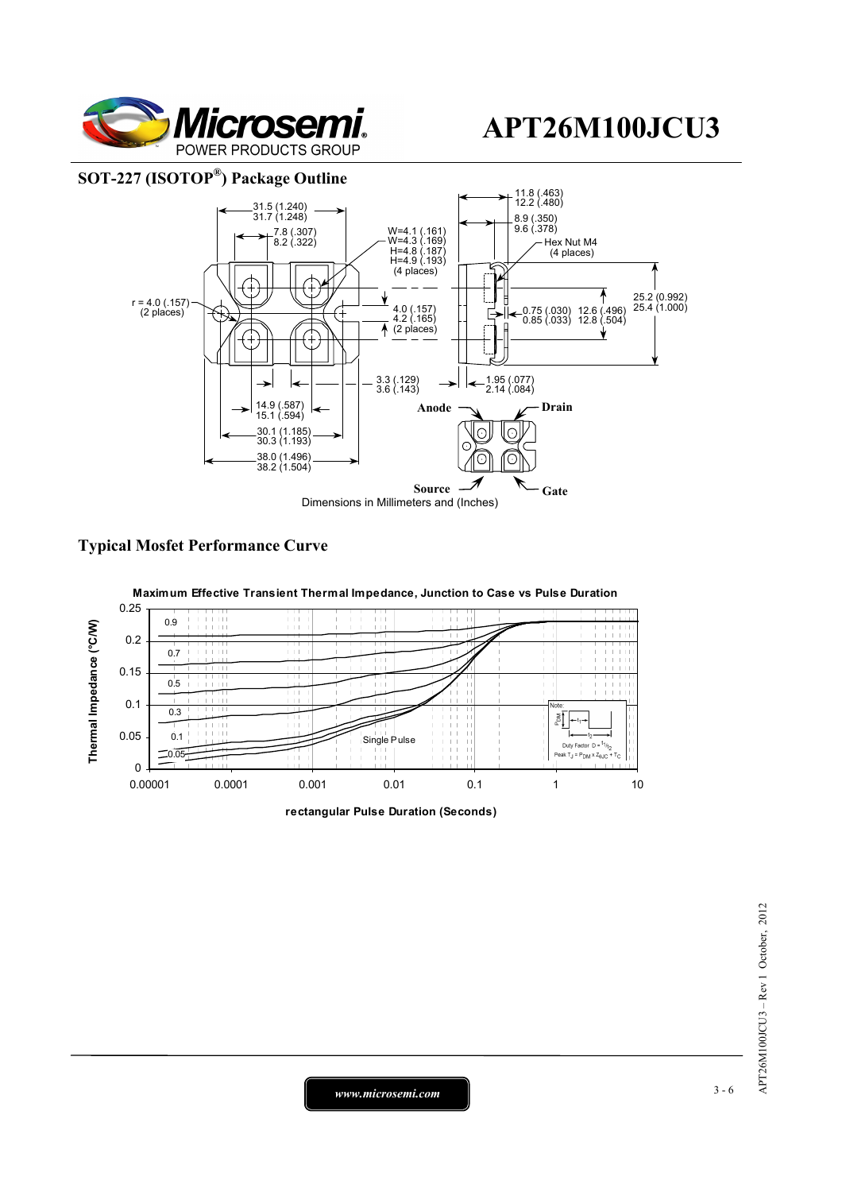## SOT-227 (ISOTOP®) Package Outline

31.5 (1.240)
31.7 (1.248)

7.8 (.307)
8.2 (.322)

W=4.1 (.161)
W=4.3 (.169)
H=4.8 (.187)
H=4.9 (.193)
(4 places)

11.8 (.463)
12.2 (.480)

8.9 (.350)
9.6 (.378)

Hex Nut M4
(4 places)

r = 4.0 (.157)
(2 places)

4.0 (.157)
4.2 (.165)
(2 places)

0.75 (.030)
0.85 (.033)

12.6 (.496)
12.8 (.504)

25.2 (0.992)
25.4 (1.000)

3.3 (.129)
3.6 (.143)

1.95 (.077)
2.14 (.084)

14.9 (.587)
15.1 (.594)

30.1 (1.185)
30.3 (1.193)

38.0 (1.496)
38.2 (1.504)

**Anode** **Drain**

**Source** **Gate**

Dimensions in Millimeters and (Inches)

## Typical Mosfet Performance Curve

**Maximum Effective Transient Thermal Impedance, Junction to Case vs Pulse Duration**

Thermal Impedance (°C/W): 0, 0.05, 0.1, 0.15, 0.2, 0.25

Curves: 0.9, 0.7, 0.5, 0.3, 0.1, 0.05, Single Pulse

Note: Duty Factor $D = t_1/t_2$; Peak $T_J = P_{DM} \times Z_{\theta JC} + T_C$

rectangular Pulse Duration (Seconds): 0.00001, 0.0001, 0.001, 0.01, 0.1, 1, 10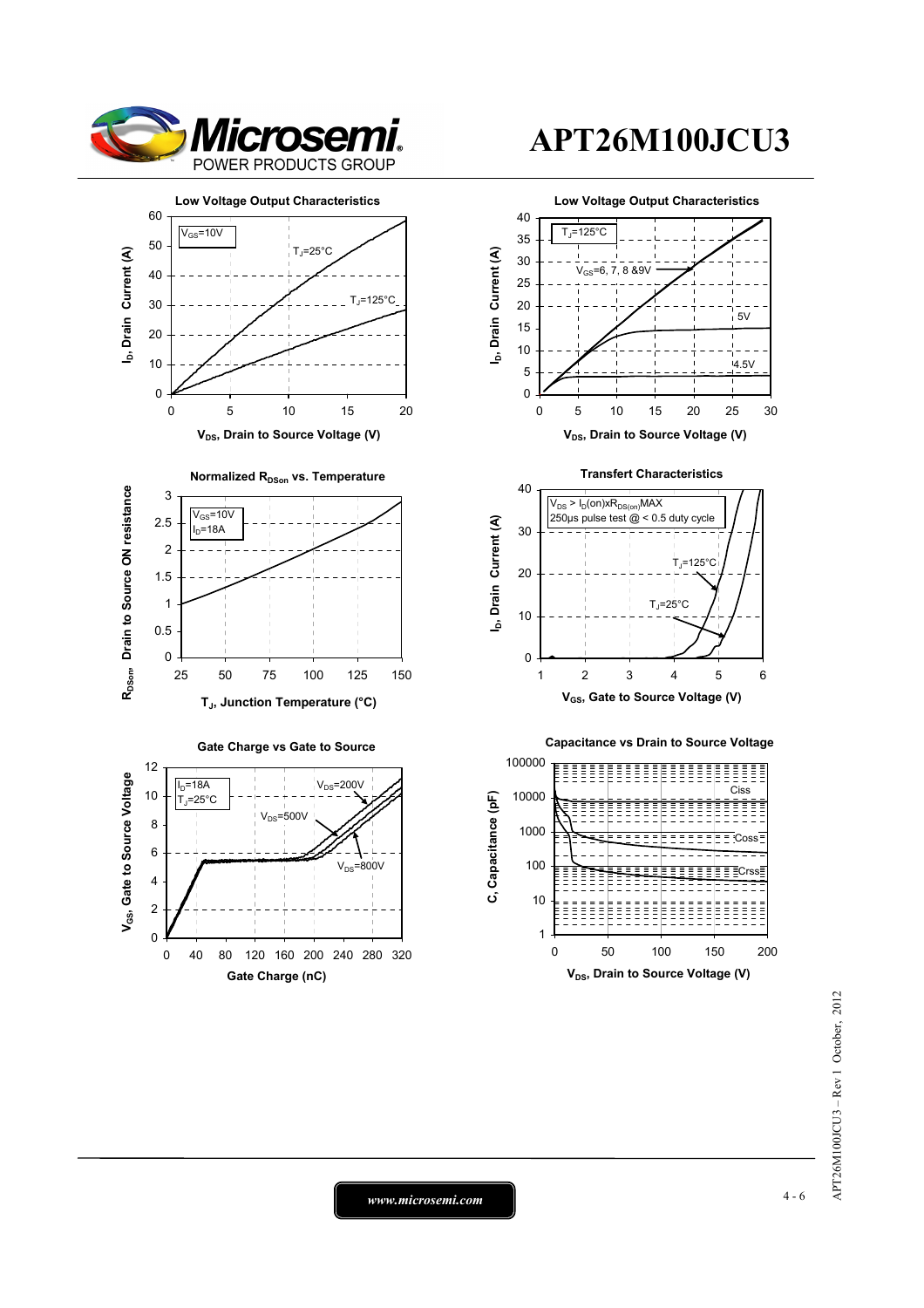# APT26M100JCU3

**Low Voltage Output Characteristics**

$V_{GS}$=10V

$T_J$=25°C

$T_J$=125°C

$I_D$, Drain Current (A)

$V_{DS}$, Drain to Source Voltage (V)

**Low Voltage Output Characteristics**

$T_J$=125°C

$V_{GS}$=6, 7, 8 &9V

5V

4.5V

$I_D$, Drain Current (A)

$V_{DS}$, Drain to Source Voltage (V)

**Normalized $R_{DSon}$ vs. Temperature**

$V_{GS}$=10V

$I_D$=18A

$R_{DSon}$, Drain to Source ON resistance

$T_J$, Junction Temperature (°C)

**Transfert Characteristics**

$V_{DS} > I_D(on) \times R_{DS(on)}MAX$

250µs pulse test @ < 0.5 duty cycle

$T_J$=125°C

$T_J$=25°C

$I_D$, Drain Current (A)

$V_{GS}$, Gate to Source Voltage (V)

**Gate Charge vs Gate to Source**

$I_D$=18A

$T_J$=25°C

$V_{DS}$=200V

$V_{DS}$=500V

$V_{DS}$=800V

$V_{GS}$, Gate to Source Voltage

Gate Charge (nC)

**Capacitance vs Drain to Source Voltage**

Ciss

Coss

Crss

C, Capacitance (pF)

$V_{DS}$, Drain to Source Voltage (V)

APT26M100JCU3 – Rev 1 October, 2012

*www.microsemi.com*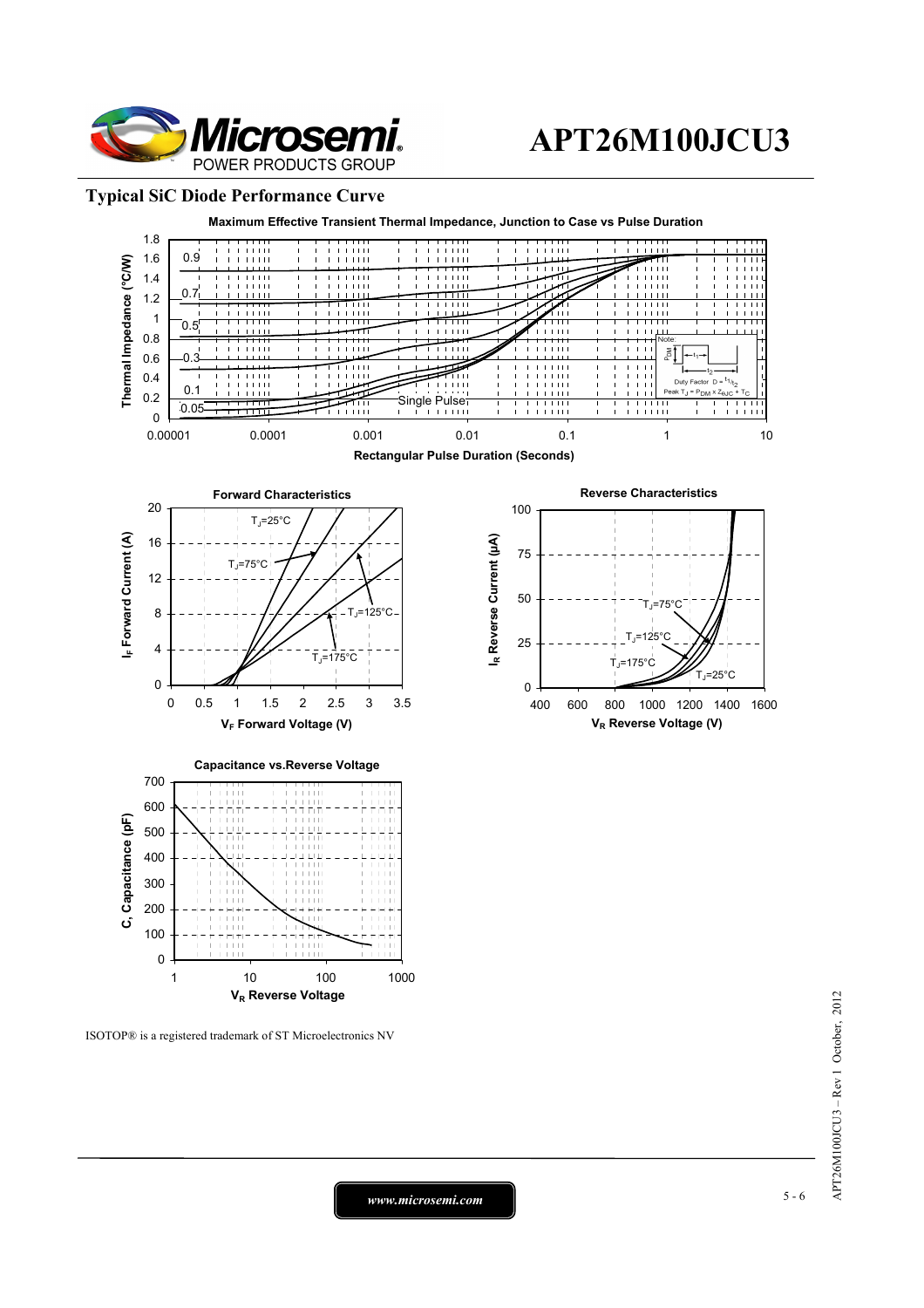## Typical SiC Diode Performance Curve

**Maximum Effective Transient Thermal Impedance, Junction to Case vs Pulse Duration**

Thermal Impedance (°C/W) vs Rectangular Pulse Duration (Seconds)

Curves: 0.9, 0.7, 0.5, 0.3, 0.1, 0.05, Single Pulse

Note: Duty Factor $D = t_1/t_2$; Peak $T_J = P_{DM} \times Z_{\theta JC} + T_C$

**Forward Characteristics**

$I_F$ Forward Current (A) vs $V_F$ Forward Voltage (V)

$T_J$=25°C, $T_J$=75°C, $T_J$=125°C, $T_J$=175°C

**Reverse Characteristics**

$I_R$ Reverse Current (µA) vs $V_R$ Reverse Voltage (V)

$T_J$=75°C, $T_J$=125°C, $T_J$=175°C, $T_J$=25°C

**Capacitance vs.Reverse Voltage**

C, Capacitance (pF) vs $V_R$ Reverse Voltage

ISOTOP® is a registered trademark of ST Microelectronics NV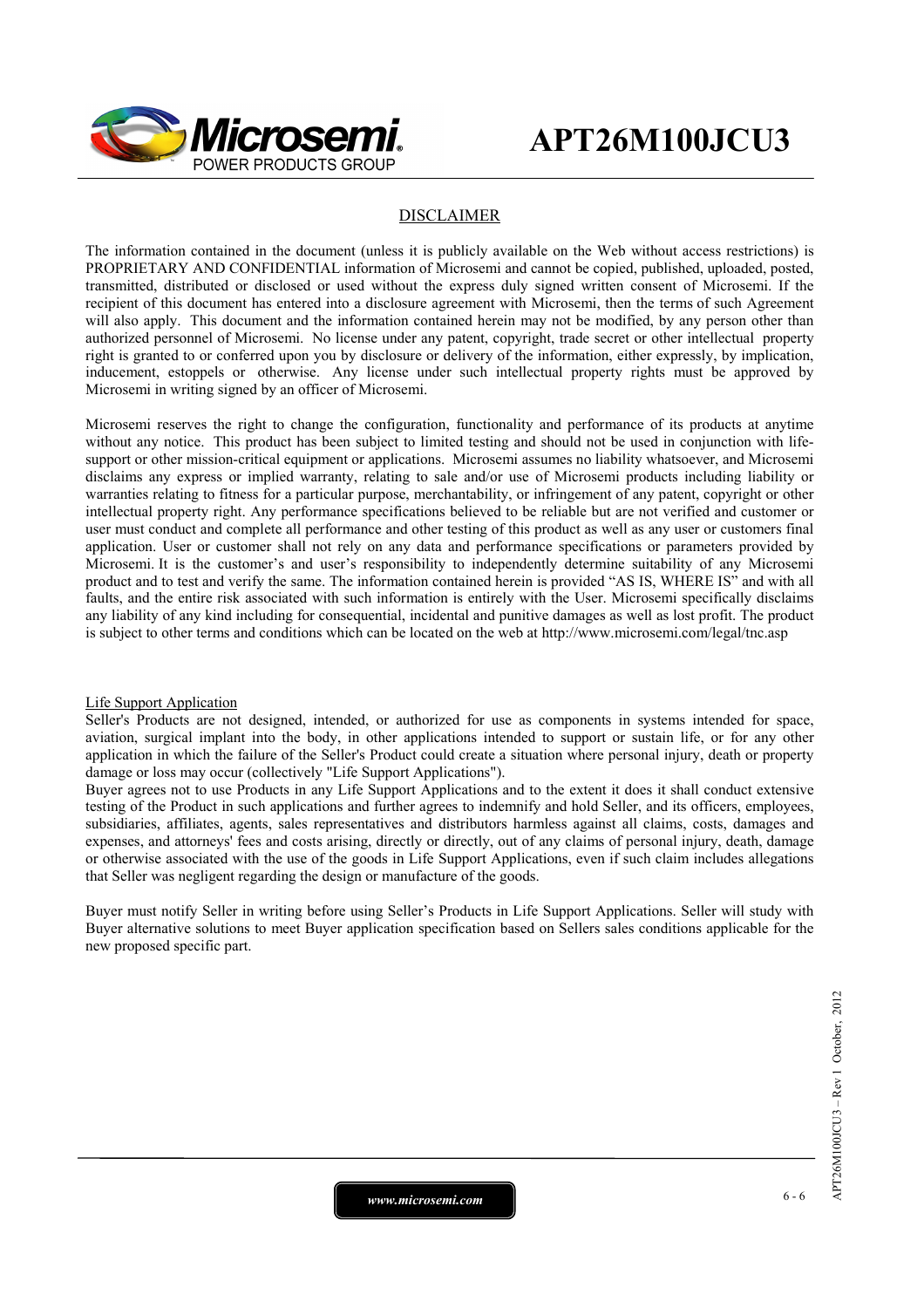## DISCLAIMER

The information contained in the document (unless it is publicly available on the Web without access restrictions) is PROPRIETARY AND CONFIDENTIAL information of Microsemi and cannot be copied, published, uploaded, posted, transmitted, distributed or disclosed or used without the express duly signed written consent of Microsemi. If the recipient of this document has entered into a disclosure agreement with Microsemi, then the terms of such Agreement will also apply. This document and the information contained herein may not be modified, by any person other than authorized personnel of Microsemi. No license under any patent, copyright, trade secret or other intellectual property right is granted to or conferred upon you by disclosure or delivery of the information, either expressly, by implication, inducement, estoppels or otherwise. Any license under such intellectual property rights must be approved by Microsemi in writing signed by an officer of Microsemi.

Microsemi reserves the right to change the configuration, functionality and performance of its products at anytime without any notice. This product has been subject to limited testing and should not be used in conjunction with life-support or other mission-critical equipment or applications. Microsemi assumes no liability whatsoever, and Microsemi disclaims any express or implied warranty, relating to sale and/or use of Microsemi products including liability or warranties relating to fitness for a particular purpose, merchantability, or infringement of any patent, copyright or other intellectual property right. Any performance specifications believed to be reliable but are not verified and customer or user must conduct and complete all performance and other testing of this product as well as any user or customers final application. User or customer shall not rely on any data and performance specifications or parameters provided by Microsemi. It is the customer's and user's responsibility to independently determine suitability of any Microsemi product and to test and verify the same. The information contained herein is provided "AS IS, WHERE IS" and with all faults, and the entire risk associated with such information is entirely with the User. Microsemi specifically disclaims any liability of any kind including for consequential, incidental and punitive damages as well as lost profit. The product is subject to other terms and conditions which can be located on the web at http://www.microsemi.com/legal/tnc.asp

### Life Support Application

Seller's Products are not designed, intended, or authorized for use as components in systems intended for space, aviation, surgical implant into the body, in other applications intended to support or sustain life, or for any other application in which the failure of the Seller's Product could create a situation where personal injury, death or property damage or loss may occur (collectively "Life Support Applications").

Buyer agrees not to use Products in any Life Support Applications and to the extent it does it shall conduct extensive testing of the Product in such applications and further agrees to indemnify and hold Seller, and its officers, employees, subsidiaries, affiliates, agents, sales representatives and distributors harmless against all claims, costs, damages and expenses, and attorneys' fees and costs arising, directly or directly, out of any claims of personal injury, death, damage or otherwise associated with the use of the goods in Life Support Applications, even if such claim includes allegations that Seller was negligent regarding the design or manufacture of the goods.

Buyer must notify Seller in writing before using Seller's Products in Life Support Applications. Seller will study with Buyer alternative solutions to meet Buyer application specification based on Sellers sales conditions applicable for the new proposed specific part.